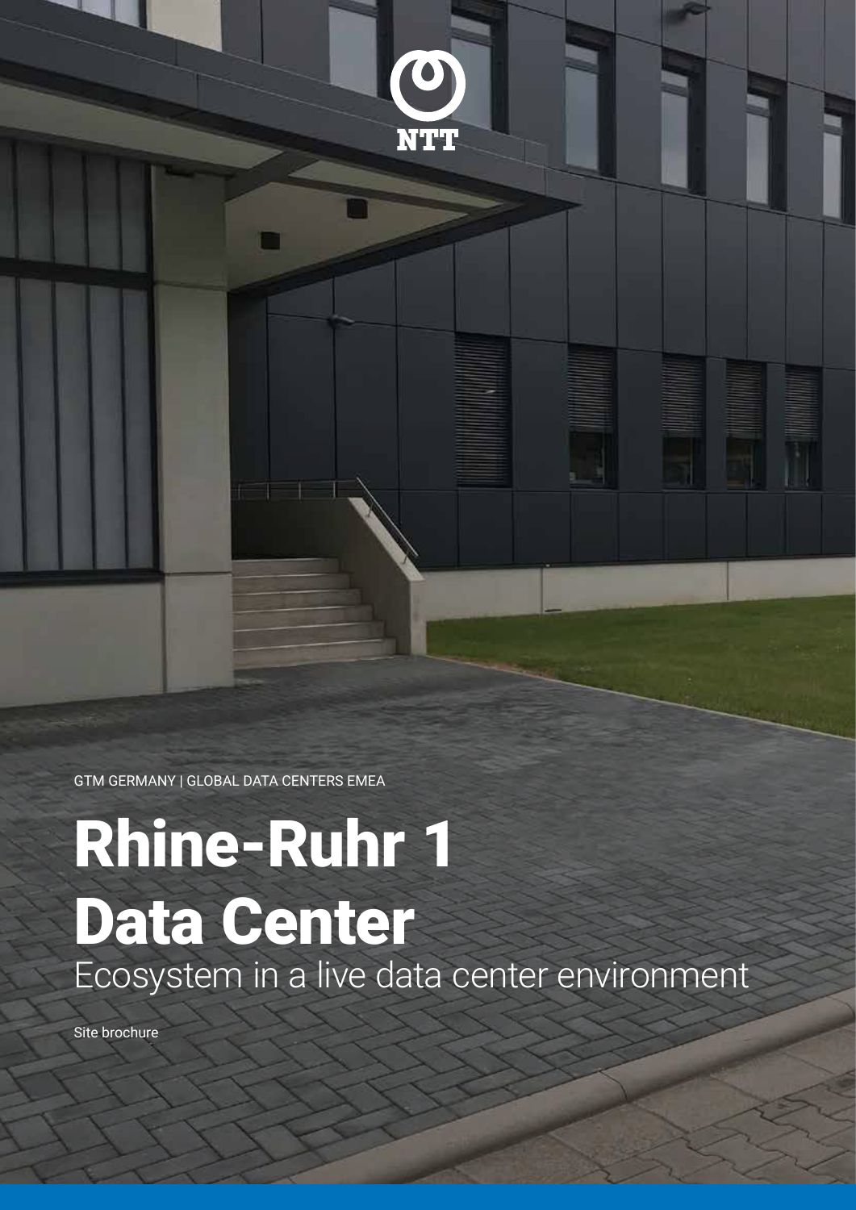NTT

GTM GERMANY | GLOBAL DATA CENTERS EMEA

# Rhine-Ruhr 1 Data Center

## Ecosystem in a live data center environment

Site brochure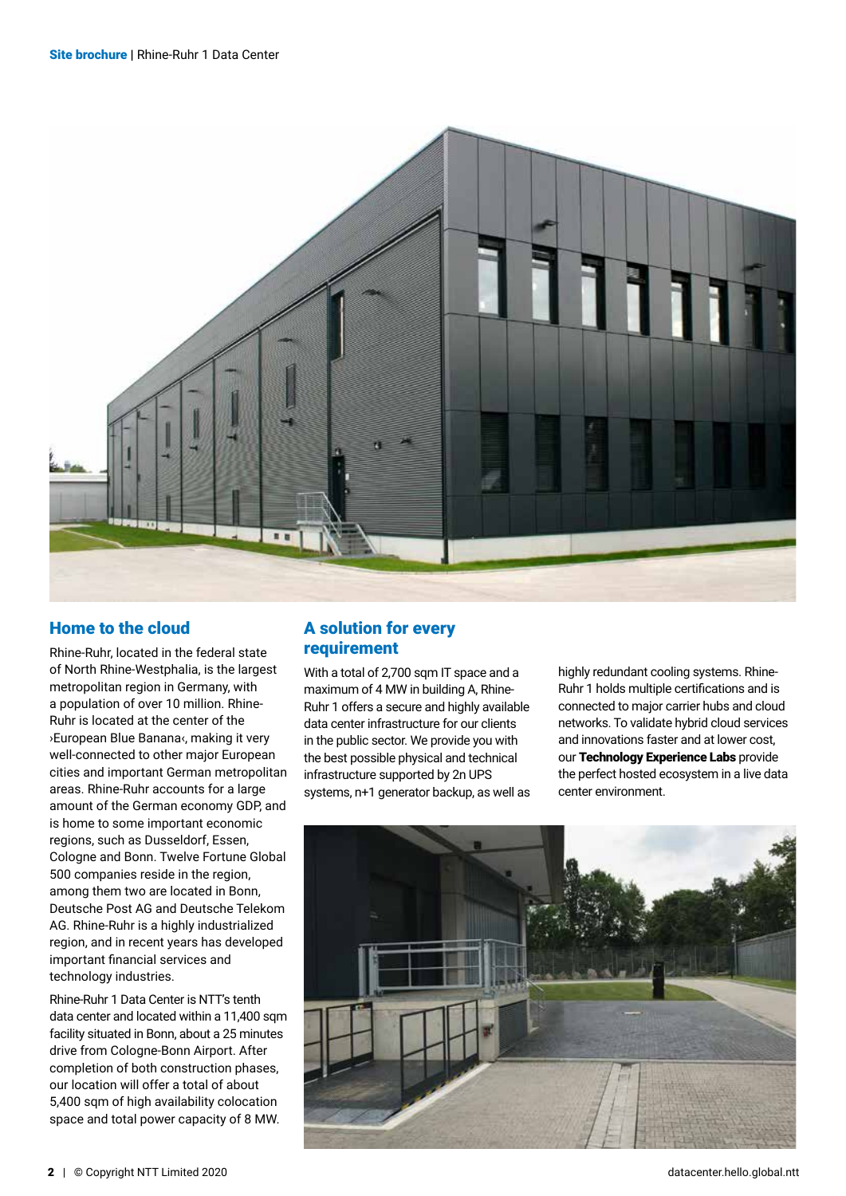## Home to the cloud

Rhine-Ruhr, located in the federal state of North Rhine-Westphalia, is the largest metropolitan region in Germany, with a population of over 10 million. Rhine-Ruhr is located at the center of the ›European Blue Banana‹, making it very well-connected to other major European cities and important German metropolitan areas. Rhine-Ruhr accounts for a large amount of the German economy GDP, and is home to some important economic regions, such as Dusseldorf, Essen, Cologne and Bonn. Twelve Fortune Global 500 companies reside in the region, among them two are located in Bonn, Deutsche Post AG and Deutsche Telekom AG. Rhine-Ruhr is a highly industrialized region, and in recent years has developed important financial services and technology industries.

Rhine-Ruhr 1 Data Center is NTT's tenth data center and located within a 11,400 sqm facility situated in Bonn, about a 25 minutes drive from Cologne-Bonn Airport. After completion of both construction phases, our location will offer a total of about 5,400 sqm of high availability colocation space and total power capacity of 8 MW.

## A solution for every requirement

With a total of 2,700 sqm IT space and a maximum of 4 MW in building A, Rhine-Ruhr 1 offers a secure and highly available data center infrastructure for our clients in the public sector. We provide you with the best possible physical and technical infrastructure supported by 2n UPS systems, n+1 generator backup, as well as highly redundant cooling systems. Rhine-Ruhr 1 holds multiple certifications and is connected to major carrier hubs and cloud networks. To validate hybrid cloud services and innovations faster and at lower cost, our **Technology Experience Labs** provide the perfect hosted ecosystem in a live data center environment.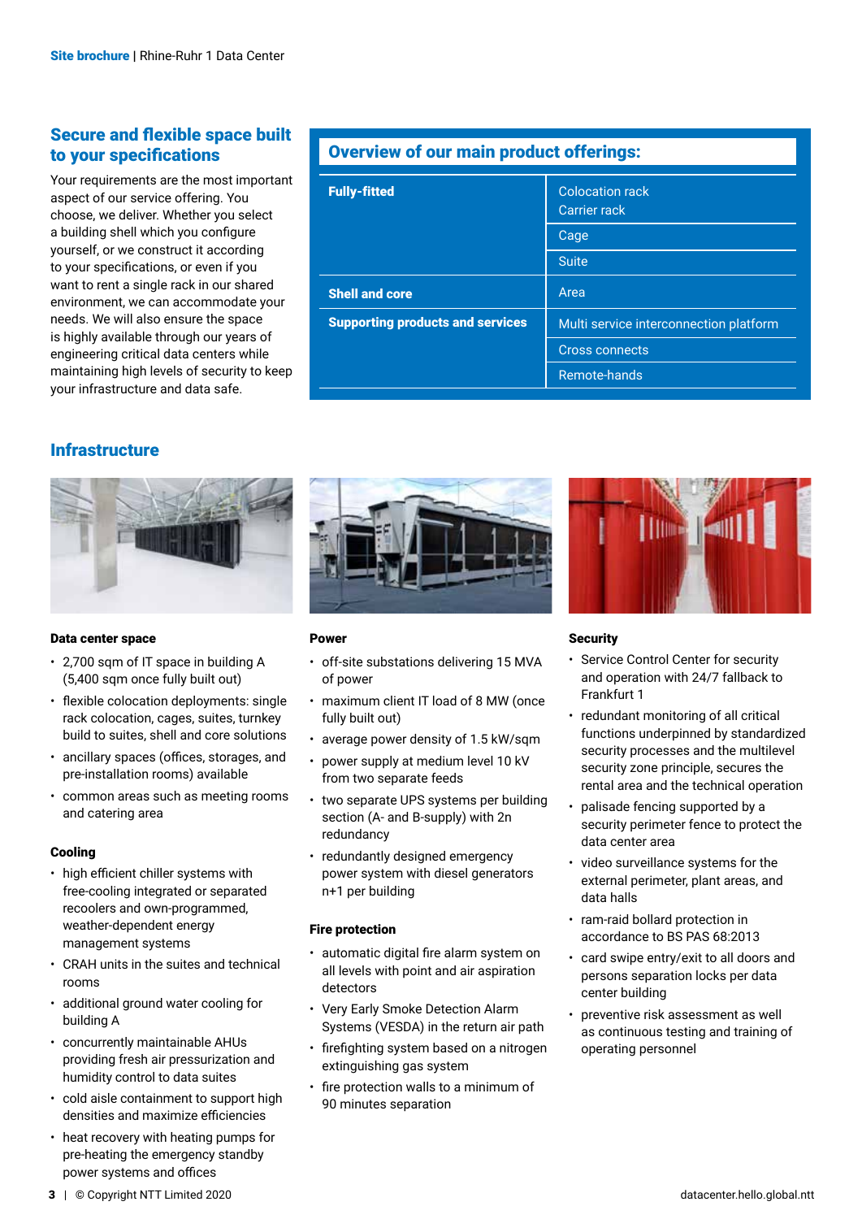## Secure and flexible space built to your specifications

Your requirements are the most important aspect of our service offering. You choose, we deliver. Whether you select a building shell which you configure yourself, or we construct it according to your specifications, or even if you want to rent a single rack in our shared environment, we can accommodate your needs. We will also ensure the space is highly available through our years of engineering critical data centers while maintaining high levels of security to keep your infrastructure and data safe.

## Overview of our main product offerings:

| | |
|---|---|
| **Fully-fitted** | Colocation rack<br>Carrier rack |
| | Cage |
| | Suite |
| **Shell and core** | Area |
| **Supporting products and services** | Multi service interconnection platform |
| | Cross connects |
| | Remote-hands |

## Infrastructure

### Data center space

- 2,700 sqm of IT space in building A (5,400 sqm once fully built out)
- flexible colocation deployments: single rack colocation, cages, suites, turnkey build to suites, shell and core solutions
- ancillary spaces (offices, storages, and pre-installation rooms) available
- common areas such as meeting rooms and catering area

### Cooling

- high efficient chiller systems with free-cooling integrated or separated recoolers and own-programmed, weather-dependent energy management systems
- CRAH units in the suites and technical rooms
- additional ground water cooling for building A
- concurrently maintainable AHUs providing fresh air pressurization and humidity control to data suites
- cold aisle containment to support high densities and maximize efficiencies
- heat recovery with heating pumps for pre-heating the emergency standby power systems and offices

### Power

- off-site substations delivering 15 MVA of power
- maximum client IT load of 8 MW (once fully built out)
- average power density of 1.5 kW/sqm
- power supply at medium level 10 kV from two separate feeds
- two separate UPS systems per building section (A- and B-supply) with 2n redundancy
- redundantly designed emergency power system with diesel generators n+1 per building

### Fire protection

- automatic digital fire alarm system on all levels with point and air aspiration detectors
- Very Early Smoke Detection Alarm Systems (VESDA) in the return air path
- firefighting system based on a nitrogen extinguishing gas system
- fire protection walls to a minimum of 90 minutes separation

### Security

- Service Control Center for security and operation with 24/7 fallback to Frankfurt 1
- redundant monitoring of all critical functions underpinned by standardized security processes and the multilevel security zone principle, secures the rental area and the technical operation
- palisade fencing supported by a security perimeter fence to protect the data center area
- video surveillance systems for the external perimeter, plant areas, and data halls
- ram-raid bollard protection in accordance to BS PAS 68:2013
- card swipe entry/exit to all doors and persons separation locks per data center building
- preventive risk assessment as well as continuous testing and training of operating personnel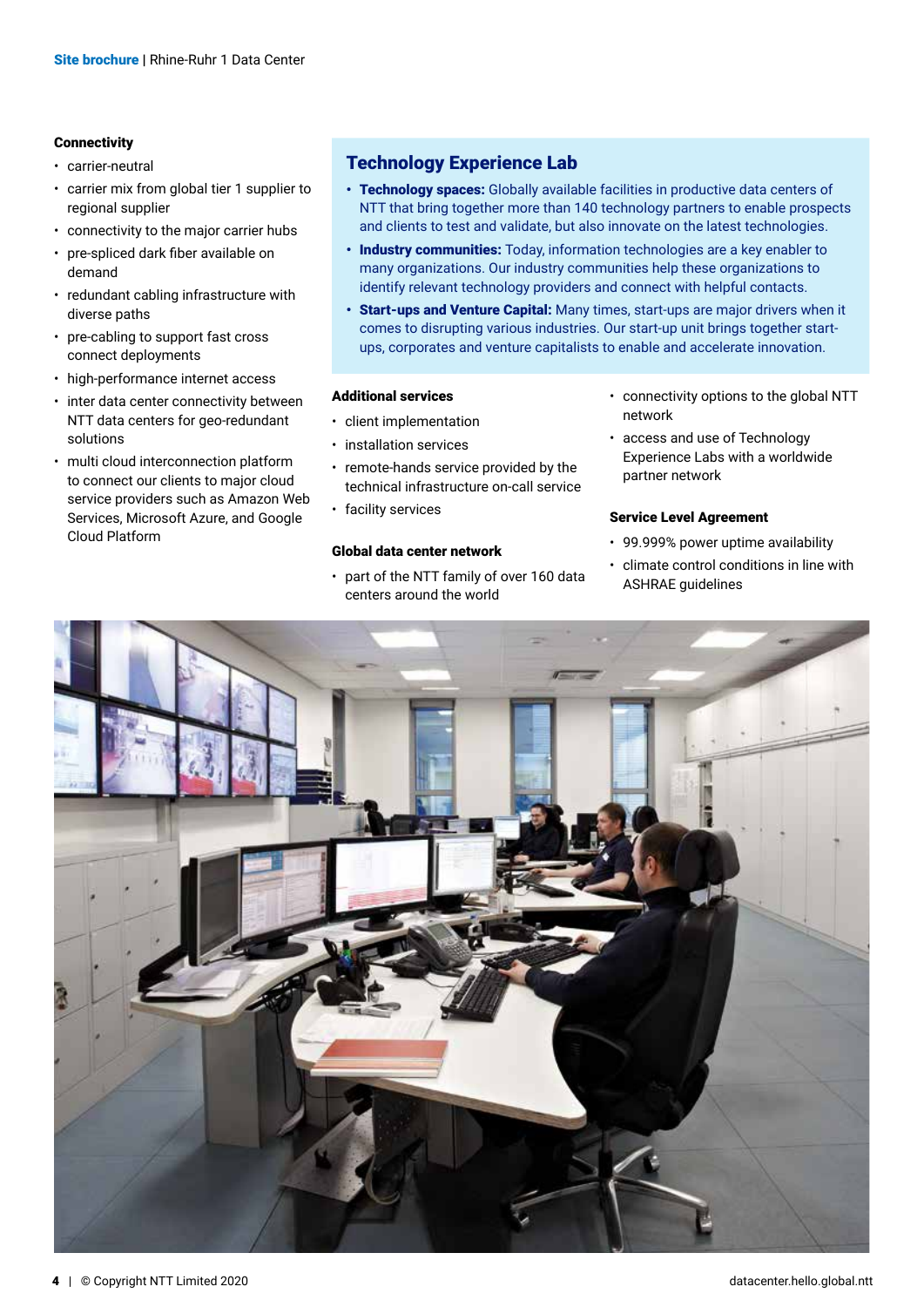### Connectivity

- carrier-neutral
- carrier mix from global tier 1 supplier to regional supplier
- connectivity to the major carrier hubs
- pre-spliced dark fiber available on demand
- redundant cabling infrastructure with diverse paths
- pre-cabling to support fast cross connect deployments
- high-performance internet access
- inter data center connectivity between NTT data centers for geo-redundant solutions
- multi cloud interconnection platform to connect our clients to major cloud service providers such as Amazon Web Services, Microsoft Azure, and Google Cloud Platform

## Technology Experience Lab

- **Technology spaces:** Globally available facilities in productive data centers of NTT that bring together more than 140 technology partners to enable prospects and clients to test and validate, but also innovate on the latest technologies.
- **Industry communities:** Today, information technologies are a key enabler to many organizations. Our industry communities help these organizations to identify relevant technology providers and connect with helpful contacts.
- **Start-ups and Venture Capital:** Many times, start-ups are major drivers when it comes to disrupting various industries. Our start-up unit brings together start-ups, corporates and venture capitalists to enable and accelerate innovation.

### Additional services

- client implementation
- installation services
- remote-hands service provided by the technical infrastructure on-call service
- facility services
- connectivity options to the global NTT network
- access and use of Technology Experience Labs with a worldwide partner network

### Global data center network

- part of the NTT family of over 160 data centers around the world

### Service Level Agreement

- 99.999% power uptime availability
- climate control conditions in line with ASHRAE guidelines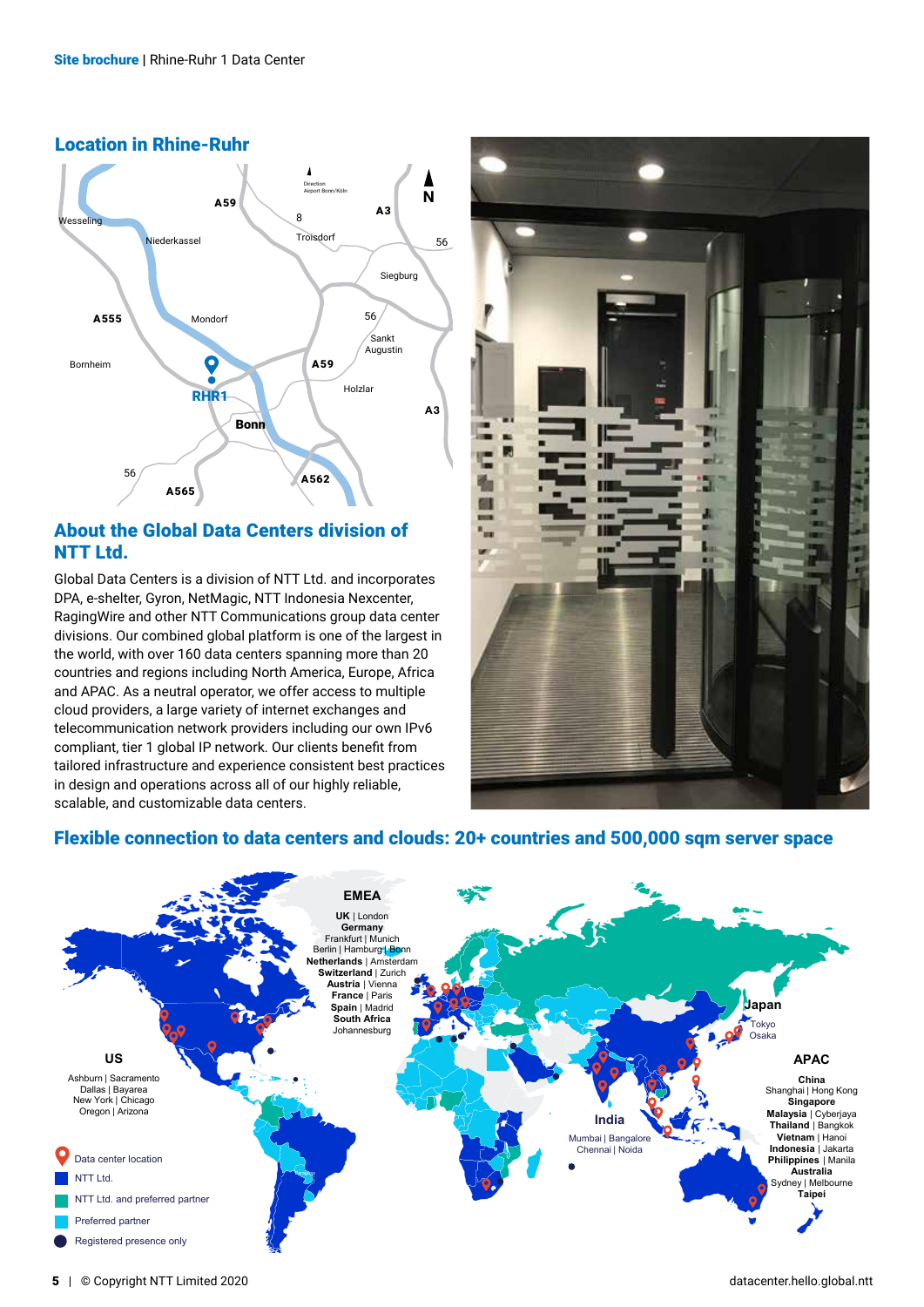## Location in Rhine-Ruhr

Direction Airport Bonn/Köln

N

A59
A3
8
Wesseling
Niederkassel
Troisdorf
56
Siegburg
A555
Mondorf
56
Sankt Augustin
Bornheim
A59
Holzlar
RHR1
A3
Bonn
56
A562
A565

## About the Global Data Centers division of NTT Ltd.

Global Data Centers is a division of NTT Ltd. and incorporates DPA, e-shelter, Gyron, NetMagic, NTT Indonesia Nexcenter, RagingWire and other NTT Communications group data center divisions. Our combined global platform is one of the largest in the world, with over 160 data centers spanning more than 20 countries and regions including North America, Europe, Africa and APAC. As a neutral operator, we offer access to multiple cloud providers, a large variety of internet exchanges and telecommunication network providers including our own IPv6 compliant, tier 1 global IP network. Our clients benefit from tailored infrastructure and experience consistent best practices in design and operations across all of our highly reliable, scalable, and customizable data centers.

## Flexible connection to data centers and clouds: 20+ countries and 500,000 sqm server space

**EMEA**
**UK** | London
**Germany**
Frankfurt | Munich
Berlin | Hamburg | Bonn
**Netherlands** | Amsterdam
**Switzerland** | Zurich
**Austria** | Vienna
**France** | Paris
**Spain** | Madrid
**South Africa**
Johannesburg

**US**
Ashburn | Sacramento
Dallas | Bayarea
New York | Chicago
Oregon | Arizona

**Japan**
Tokyo
Osaka

**India**
Mumbai | Bangalore
Chennai | Noida

**APAC**
**China**
Shanghai | Hong Kong
**Singapore**
**Malaysia** | Cyberjaya
**Thailand** | Bangkok
**Vietnam** | Hanoi
**Indonesia** | Jakarta
**Philippines** | Manila
**Australia**
Sydney | Melbourne
**Taipei**

Data center location
NTT Ltd.
NTT Ltd. and preferred partner
Preferred partner
Registered presence only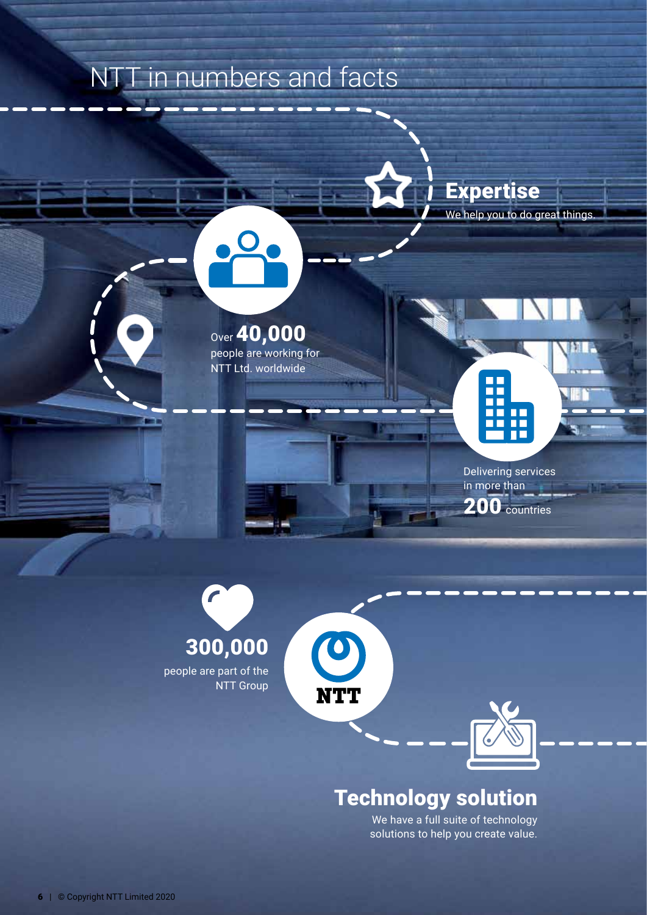# NTT in numbers and facts

## Expertise

We help you to do great things.

Over **40,000**

people are working for NTT Ltd. worldwide

Delivering services in more than

**200** countries

**300,000**

people are part of the NTT Group

## Technology solution

We have a full suite of technology solutions to help you create value.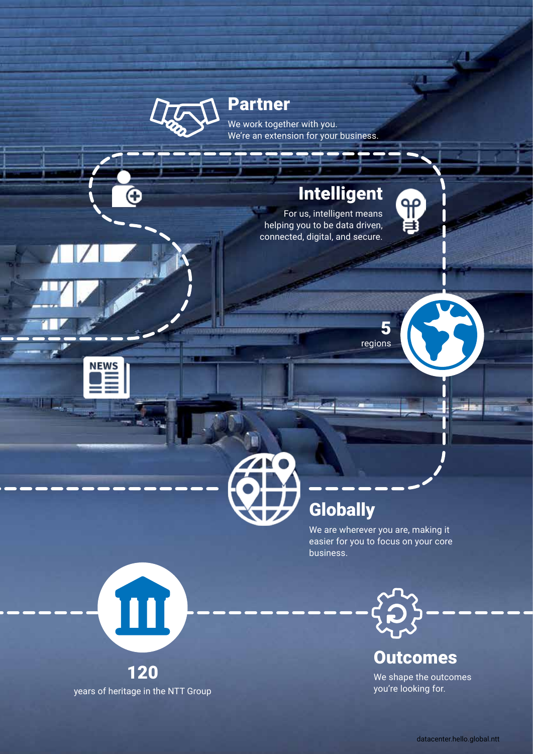## Partner

We work together with you.
We're an extension for your business.

## Intelligent

For us, intelligent means helping you to be data driven, connected, digital, and secure.

**5**
regions

NEWS

## Globally

We are wherever you are, making it easier for you to focus on your core business.

**120**
years of heritage in the NTT Group

## Outcomes

We shape the outcomes you're looking for.

datacenter.hello.global.ntt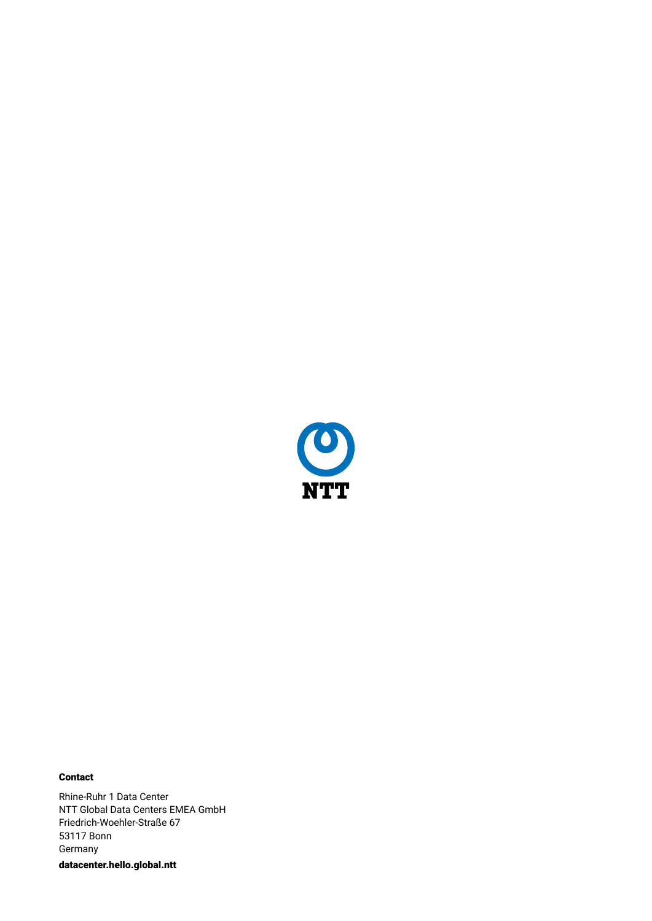NTT

**Contact**

Rhine-Ruhr 1 Data Center
NTT Global Data Centers EMEA GmbH
Friedrich-Woehler-Straße 67
53117 Bonn
Germany

**datacenter.hello.global.ntt**